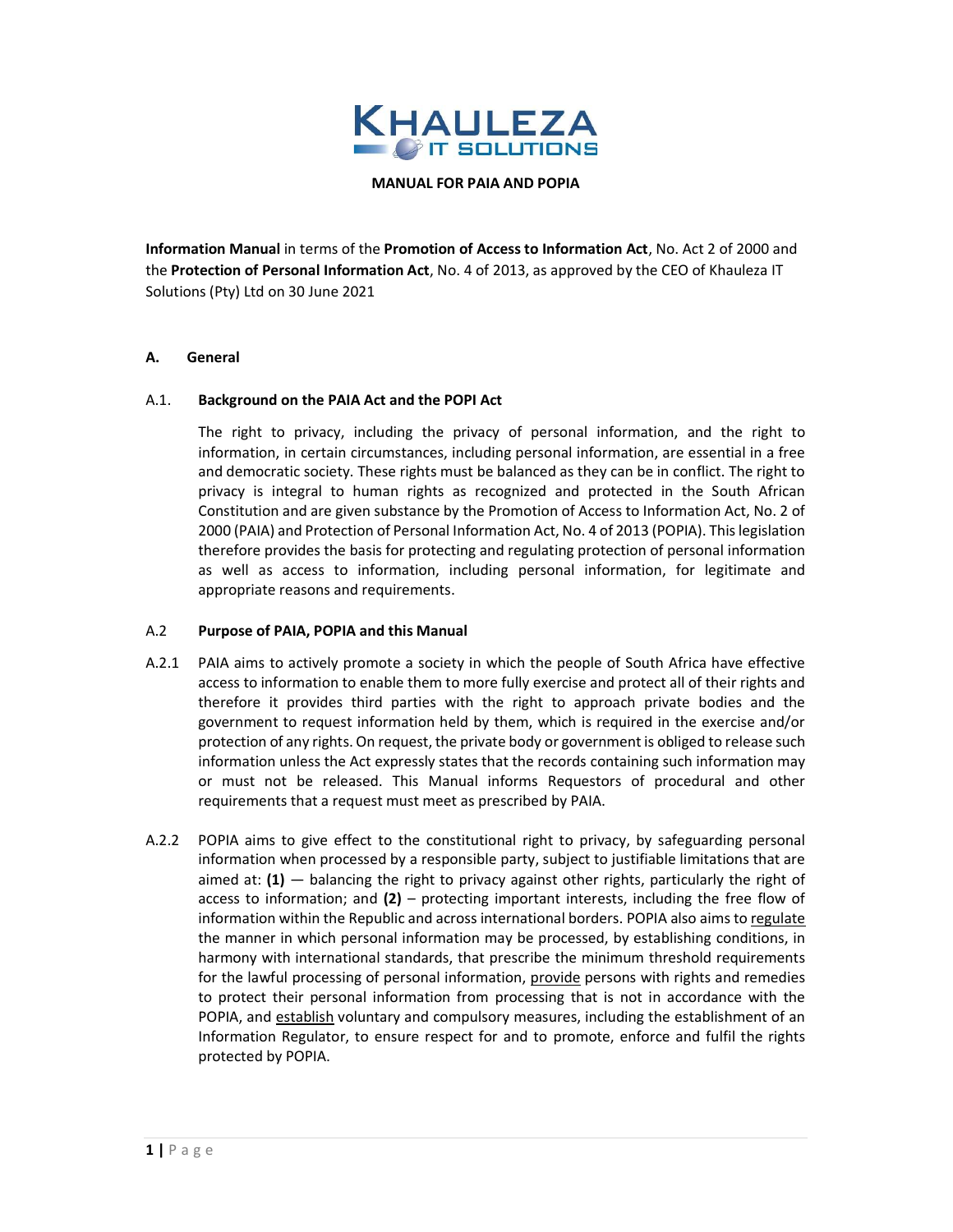KHAULEZA IT SOLUTIONS

**MANUAL FOR PAIA AND POPIA**

**Information Manual** in terms of the **Promotion of Access to Information Act**, No. Act 2 of 2000 and the **Protection of Personal Information Act**, No. 4 of 2013, as approved by the CEO of Khauleza IT Solutions (Pty) Ltd on 30 June 2021

## A. General

### A.1. Background on the PAIA Act and the POPI Act

The right to privacy, including the privacy of personal information, and the right to information, in certain circumstances, including personal information, are essential in a free and democratic society. These rights must be balanced as they can be in conflict. The right to privacy is integral to human rights as recognized and protected in the South African Constitution and are given substance by the Promotion of Access to Information Act, No. 2 of 2000 (PAIA) and Protection of Personal Information Act, No. 4 of 2013 (POPIA). This legislation therefore provides the basis for protecting and regulating protection of personal information as well as access to information, including personal information, for legitimate and appropriate reasons and requirements.

### A.2 Purpose of PAIA, POPIA and this Manual

A.2.1 PAIA aims to actively promote a society in which the people of South Africa have effective access to information to enable them to more fully exercise and protect all of their rights and therefore it provides third parties with the right to approach private bodies and the government to request information held by them, which is required in the exercise and/or protection of any rights. On request, the private body or government is obliged to release such information unless the Act expressly states that the records containing such information may or must not be released. This Manual informs Requestors of procedural and other requirements that a request must meet as prescribed by PAIA.

A.2.2 POPIA aims to give effect to the constitutional right to privacy, by safeguarding personal information when processed by a responsible party, subject to justifiable limitations that are aimed at: **(1)** — balancing the right to privacy against other rights, particularly the right of access to information; and **(2)** – protecting important interests, including the free flow of information within the Republic and across international borders. POPIA also aims to <u>regulate</u> the manner in which personal information may be processed, by establishing conditions, in harmony with international standards, that prescribe the minimum threshold requirements for the lawful processing of personal information, <u>provide</u> persons with rights and remedies to protect their personal information from processing that is not in accordance with the POPIA, and <u>establish</u> voluntary and compulsory measures, including the establishment of an Information Regulator, to ensure respect for and to promote, enforce and fulfil the rights protected by POPIA.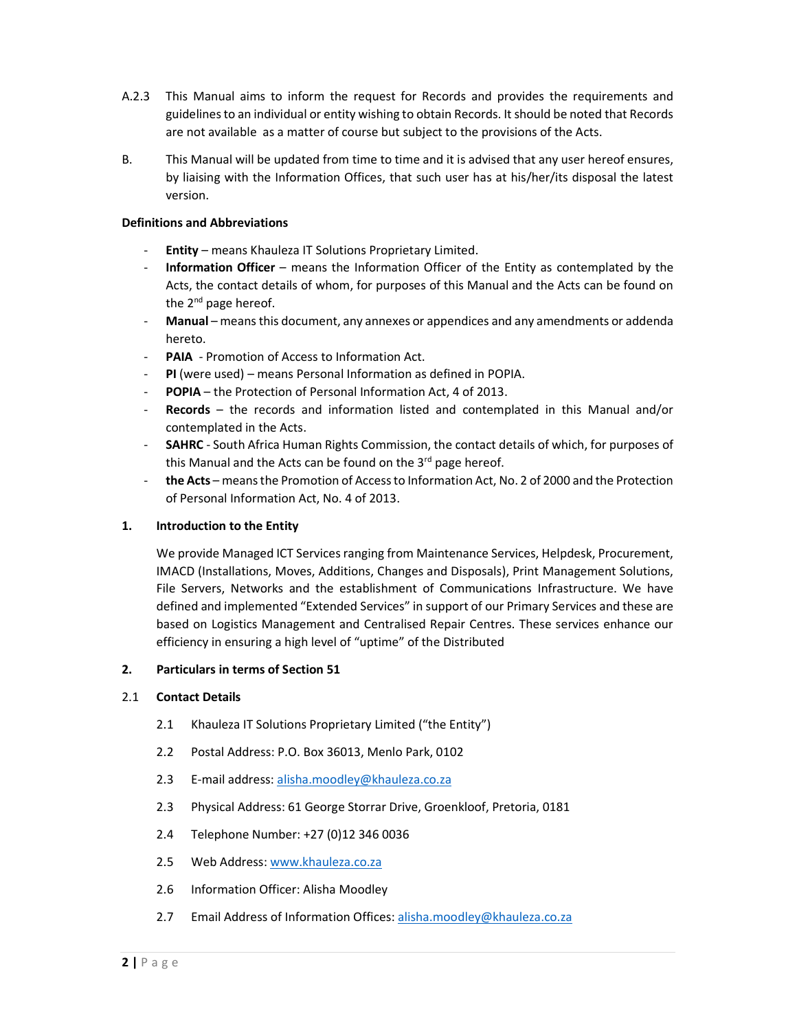A.2.3 This Manual aims to inform the request for Records and provides the requirements and guidelines to an individual or entity wishing to obtain Records. It should be noted that Records are not available as a matter of course but subject to the provisions of the Acts.

B. This Manual will be updated from time to time and it is advised that any user hereof ensures, by liaising with the Information Offices, that such user has at his/her/its disposal the latest version.

**Definitions and Abbreviations**

- **Entity** – means Khauleza IT Solutions Proprietary Limited.
- **Information Officer** – means the Information Officer of the Entity as contemplated by the Acts, the contact details of whom, for purposes of this Manual and the Acts can be found on the 2nd page hereof.
- **Manual** – means this document, any annexes or appendices and any amendments or addenda hereto.
- **PAIA** - Promotion of Access to Information Act.
- **PI** (were used) – means Personal Information as defined in POPIA.
- **POPIA** – the Protection of Personal Information Act, 4 of 2013.
- **Records** – the records and information listed and contemplated in this Manual and/or contemplated in the Acts.
- **SAHRC** - South Africa Human Rights Commission, the contact details of which, for purposes of this Manual and the Acts can be found on the 3rd page hereof.
- **the Acts** – means the Promotion of Access to Information Act, No. 2 of 2000 and the Protection of Personal Information Act, No. 4 of 2013.

## 1. Introduction to the Entity

We provide Managed ICT Services ranging from Maintenance Services, Helpdesk, Procurement, IMACD (Installations, Moves, Additions, Changes and Disposals), Print Management Solutions, File Servers, Networks and the establishment of Communications Infrastructure. We have defined and implemented "Extended Services" in support of our Primary Services and these are based on Logistics Management and Centralised Repair Centres. These services enhance our efficiency in ensuring a high level of "uptime" of the Distributed

## 2. Particulars in terms of Section 51

### 2.1 Contact Details

2.1 Khauleza IT Solutions Proprietary Limited ("the Entity")

2.2 Postal Address: P.O. Box 36013, Menlo Park, 0102

2.3 E-mail address: alisha.moodley@khauleza.co.za

2.3 Physical Address: 61 George Storrar Drive, Groenkloof, Pretoria, 0181

2.4 Telephone Number: +27 (0)12 346 0036

2.5 Web Address: www.khauleza.co.za

2.6 Information Officer: Alisha Moodley

2.7 Email Address of Information Offices: alisha.moodley@khauleza.co.za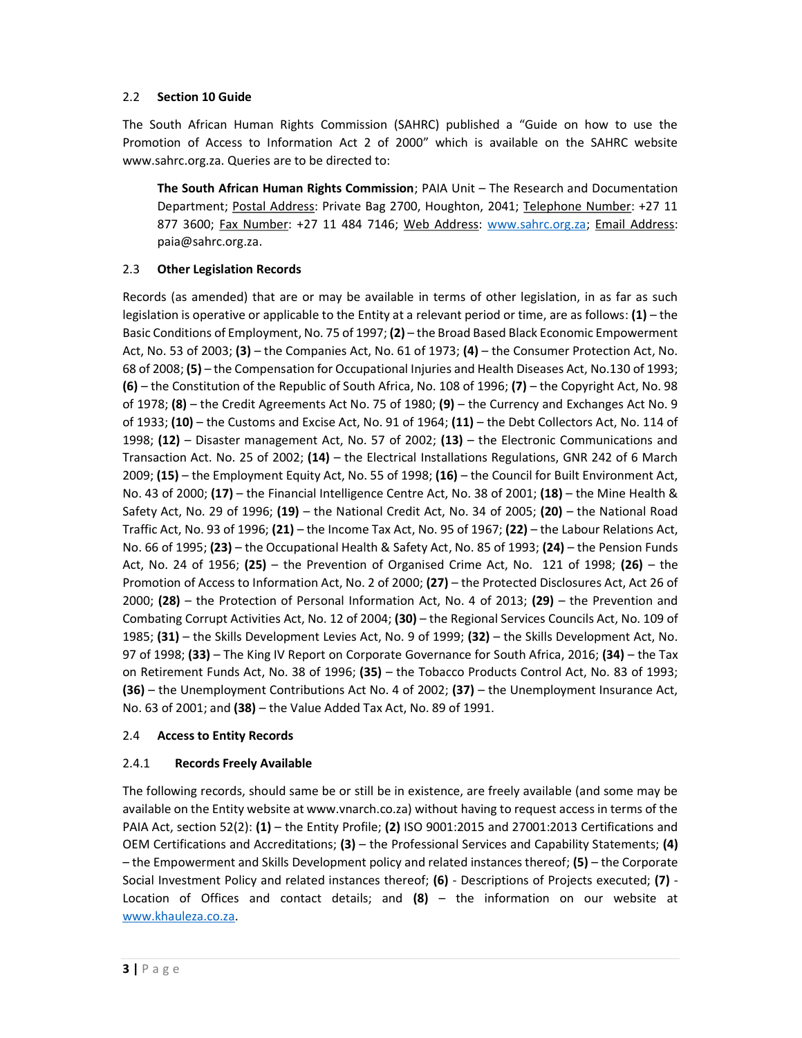### 2.2 **Section 10 Guide**

The South African Human Rights Commission (SAHRC) published a "Guide on how to use the Promotion of Access to Information Act 2 of 2000" which is available on the SAHRC website www.sahrc.org.za. Queries are to be directed to:

> **The South African Human Rights Commission**; PAIA Unit – The Research and Documentation Department; Postal Address: Private Bag 2700, Houghton, 2041; Telephone Number: +27 11 877 3600; Fax Number: +27 11 484 7146; Web Address: www.sahrc.org.za; Email Address: paia@sahrc.org.za.

### 2.3 **Other Legislation Records**

Records (as amended) that are or may be available in terms of other legislation, in as far as such legislation is operative or applicable to the Entity at a relevant period or time, are as follows: **(1)** – the Basic Conditions of Employment, No. 75 of 1997; **(2)** – the Broad Based Black Economic Empowerment Act, No. 53 of 2003; **(3)** – the Companies Act, No. 61 of 1973; **(4)** – the Consumer Protection Act, No. 68 of 2008; **(5)** – the Compensation for Occupational Injuries and Health Diseases Act, No.130 of 1993; **(6)** – the Constitution of the Republic of South Africa, No. 108 of 1996; **(7)** – the Copyright Act, No. 98 of 1978; **(8)** – the Credit Agreements Act No. 75 of 1980; **(9)** – the Currency and Exchanges Act No. 9 of 1933; **(10)** – the Customs and Excise Act, No. 91 of 1964; **(11)** – the Debt Collectors Act, No. 114 of 1998; **(12)** – Disaster management Act, No. 57 of 2002; **(13)** – the Electronic Communications and Transaction Act. No. 25 of 2002; **(14)** – the Electrical Installations Regulations, GNR 242 of 6 March 2009; **(15)** – the Employment Equity Act, No. 55 of 1998; **(16)** – the Council for Built Environment Act, No. 43 of 2000; **(17)** – the Financial Intelligence Centre Act, No. 38 of 2001; **(18)** – the Mine Health & Safety Act, No. 29 of 1996; **(19)** – the National Credit Act, No. 34 of 2005; **(20)** – the National Road Traffic Act, No. 93 of 1996; **(21)** – the Income Tax Act, No. 95 of 1967; **(22)** – the Labour Relations Act, No. 66 of 1995; **(23)** – the Occupational Health & Safety Act, No. 85 of 1993; **(24)** – the Pension Funds Act, No. 24 of 1956; **(25)** – the Prevention of Organised Crime Act, No. 121 of 1998; **(26)** – the Promotion of Access to Information Act, No. 2 of 2000; **(27)** – the Protected Disclosures Act, Act 26 of 2000; **(28)** – the Protection of Personal Information Act, No. 4 of 2013; **(29)** – the Prevention and Combating Corrupt Activities Act, No. 12 of 2004; **(30)** – the Regional Services Councils Act, No. 109 of 1985; **(31)** – the Skills Development Levies Act, No. 9 of 1999; **(32)** – the Skills Development Act, No. 97 of 1998; **(33)** – The King IV Report on Corporate Governance for South Africa, 2016; **(34)** – the Tax on Retirement Funds Act, No. 38 of 1996; **(35)** – the Tobacco Products Control Act, No. 83 of 1993; **(36)** – the Unemployment Contributions Act No. 4 of 2002; **(37)** – the Unemployment Insurance Act, No. 63 of 2001; and **(38)** – the Value Added Tax Act, No. 89 of 1991.

### 2.4 **Access to Entity Records**

#### 2.4.1 **Records Freely Available**

The following records, should same be or still be in existence, are freely available (and some may be available on the Entity website at www.vnarch.co.za) without having to request access in terms of the PAIA Act, section 52(2): **(1)** – the Entity Profile; **(2)** ISO 9001:2015 and 27001:2013 Certifications and OEM Certifications and Accreditations; **(3)** – the Professional Services and Capability Statements; **(4)** – the Empowerment and Skills Development policy and related instances thereof; **(5)** – the Corporate Social Investment Policy and related instances thereof; **(6)** - Descriptions of Projects executed; **(7)** - Location of Offices and contact details; and **(8)** – the information on our website at www.khauleza.co.za.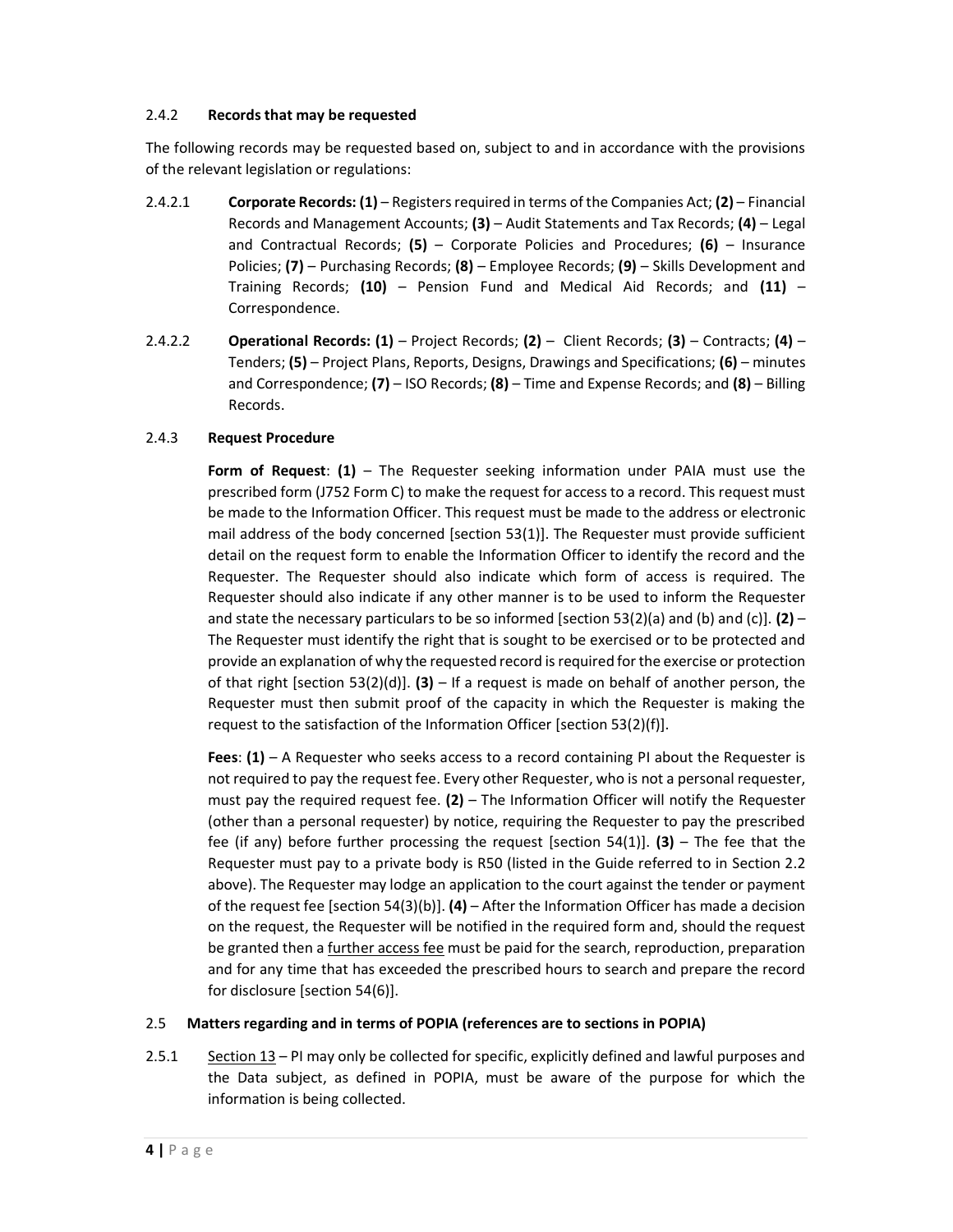2.4.2 **Records that may be requested**

The following records may be requested based on, subject to and in accordance with the provisions of the relevant legislation or regulations:

2.4.2.1 **Corporate Records: (1)** – Registers required in terms of the Companies Act; **(2)** – Financial Records and Management Accounts; **(3)** – Audit Statements and Tax Records; **(4)** – Legal and Contractual Records; **(5)** – Corporate Policies and Procedures; **(6)** – Insurance Policies; **(7)** – Purchasing Records; **(8)** – Employee Records; **(9)** – Skills Development and Training Records; **(10)** – Pension Fund and Medical Aid Records; and **(11)** – Correspondence.

2.4.2.2 **Operational Records: (1)** – Project Records; **(2)** – Client Records; **(3)** – Contracts; **(4)** – Tenders; **(5)** – Project Plans, Reports, Designs, Drawings and Specifications; **(6)** – minutes and Correspondence; **(7)** – ISO Records; **(8)** – Time and Expense Records; and **(8)** – Billing Records.

2.4.3 **Request Procedure**

**Form of Request**: **(1)** – The Requester seeking information under PAIA must use the prescribed form (J752 Form C) to make the request for access to a record. This request must be made to the Information Officer. This request must be made to the address or electronic mail address of the body concerned [section 53(1)]. The Requester must provide sufficient detail on the request form to enable the Information Officer to identify the record and the Requester. The Requester should also indicate which form of access is required. The Requester should also indicate if any other manner is to be used to inform the Requester and state the necessary particulars to be so informed [section 53(2)(a) and (b) and (c)]. **(2)** – The Requester must identify the right that is sought to be exercised or to be protected and provide an explanation of why the requested record is required for the exercise or protection of that right [section 53(2)(d)]. **(3)** – If a request is made on behalf of another person, the Requester must then submit proof of the capacity in which the Requester is making the request to the satisfaction of the Information Officer [section 53(2)(f)].

**Fees**: **(1)** – A Requester who seeks access to a record containing PI about the Requester is not required to pay the request fee. Every other Requester, who is not a personal requester, must pay the required request fee. **(2)** – The Information Officer will notify the Requester (other than a personal requester) by notice, requiring the Requester to pay the prescribed fee (if any) before further processing the request [section 54(1)]. **(3)** – The fee that the Requester must pay to a private body is R50 (listed in the Guide referred to in Section 2.2 above). The Requester may lodge an application to the court against the tender or payment of the request fee [section 54(3)(b)]. **(4)** – After the Information Officer has made a decision on the request, the Requester will be notified in the required form and, should the request be granted then a <u>further access fee</u> must be paid for the search, reproduction, preparation and for any time that has exceeded the prescribed hours to search and prepare the record for disclosure [section 54(6)].

2.5 **Matters regarding and in terms of POPIA (references are to sections in POPIA)**

2.5.1 <u>Section 13</u> – PI may only be collected for specific, explicitly defined and lawful purposes and the Data subject, as defined in POPIA, must be aware of the purpose for which the information is being collected.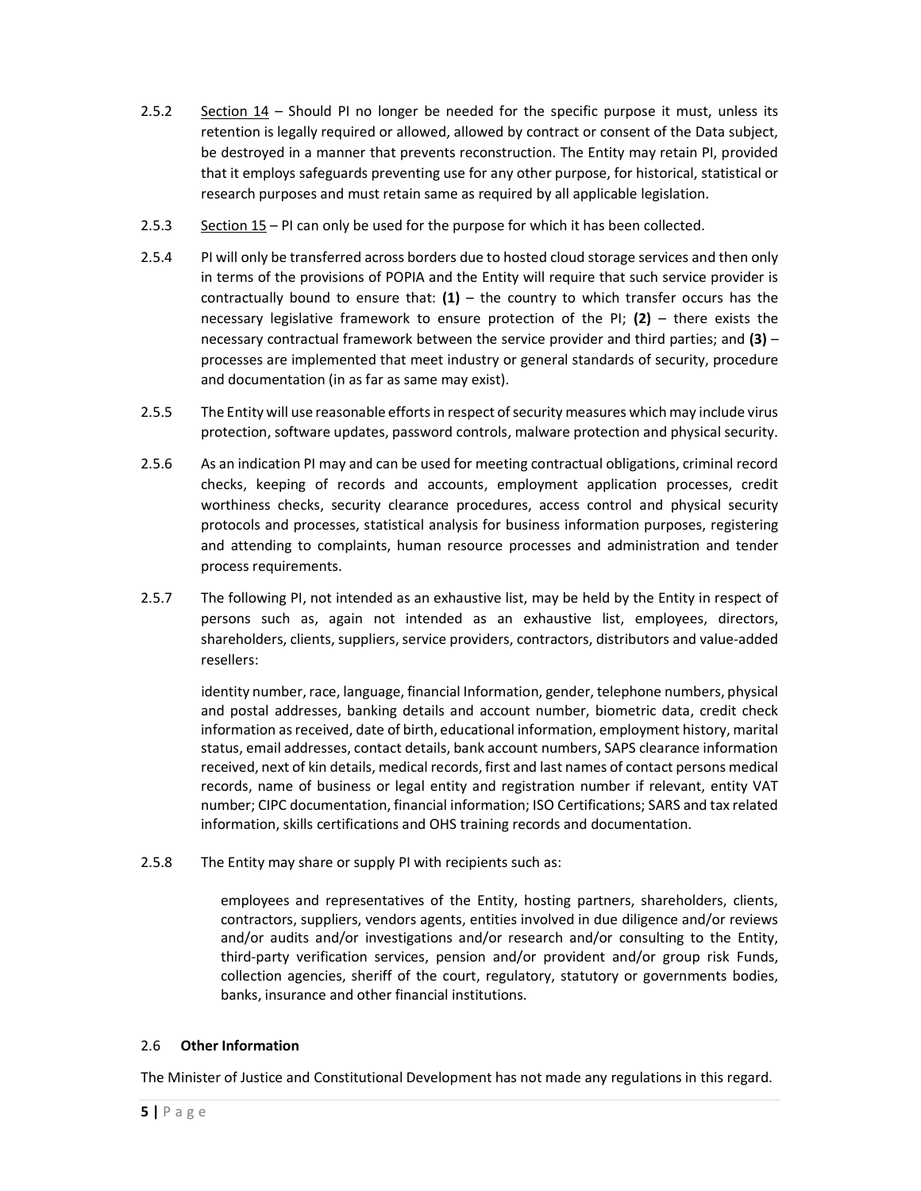2.5.2 <u>Section 14</u> – Should PI no longer be needed for the specific purpose it must, unless its retention is legally required or allowed, allowed by contract or consent of the Data subject, be destroyed in a manner that prevents reconstruction. The Entity may retain PI, provided that it employs safeguards preventing use for any other purpose, for historical, statistical or research purposes and must retain same as required by all applicable legislation.

2.5.3 <u>Section 15</u> – PI can only be used for the purpose for which it has been collected.

2.5.4 PI will only be transferred across borders due to hosted cloud storage services and then only in terms of the provisions of POPIA and the Entity will require that such service provider is contractually bound to ensure that: **(1)** – the country to which transfer occurs has the necessary legislative framework to ensure protection of the PI; **(2)** – there exists the necessary contractual framework between the service provider and third parties; and **(3)** – processes are implemented that meet industry or general standards of security, procedure and documentation (in as far as same may exist).

2.5.5 The Entity will use reasonable efforts in respect of security measures which may include virus protection, software updates, password controls, malware protection and physical security.

2.5.6 As an indication PI may and can be used for meeting contractual obligations, criminal record checks, keeping of records and accounts, employment application processes, credit worthiness checks, security clearance procedures, access control and physical security protocols and processes, statistical analysis for business information purposes, registering and attending to complaints, human resource processes and administration and tender process requirements.

2.5.7 The following PI, not intended as an exhaustive list, may be held by the Entity in respect of persons such as, again not intended as an exhaustive list, employees, directors, shareholders, clients, suppliers, service providers, contractors, distributors and value-added resellers:

identity number, race, language, financial Information, gender, telephone numbers, physical and postal addresses, banking details and account number, biometric data, credit check information as received, date of birth, educational information, employment history, marital status, email addresses, contact details, bank account numbers, SAPS clearance information received, next of kin details, medical records, first and last names of contact persons medical records, name of business or legal entity and registration number if relevant, entity VAT number; CIPC documentation, financial information; ISO Certifications; SARS and tax related information, skills certifications and OHS training records and documentation.

2.5.8 The Entity may share or supply PI with recipients such as:

employees and representatives of the Entity, hosting partners, shareholders, clients, contractors, suppliers, vendors agents, entities involved in due diligence and/or reviews and/or audits and/or investigations and/or research and/or consulting to the Entity, third-party verification services, pension and/or provident and/or group risk Funds, collection agencies, sheriff of the court, regulatory, statutory or governments bodies, banks, insurance and other financial institutions.

### 2.6 Other Information

The Minister of Justice and Constitutional Development has not made any regulations in this regard.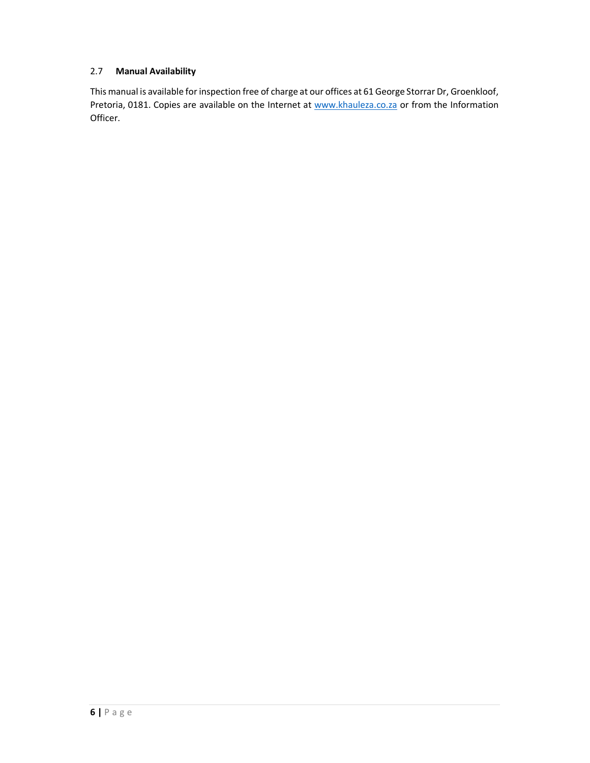### 2.7 **Manual Availability**

This manual is available for inspection free of charge at our offices at 61 George Storrar Dr, Groenkloof, Pretoria, 0181. Copies are available on the Internet at [www.khauleza.co.za](http://www.khauleza.co.za) or from the Information Officer.